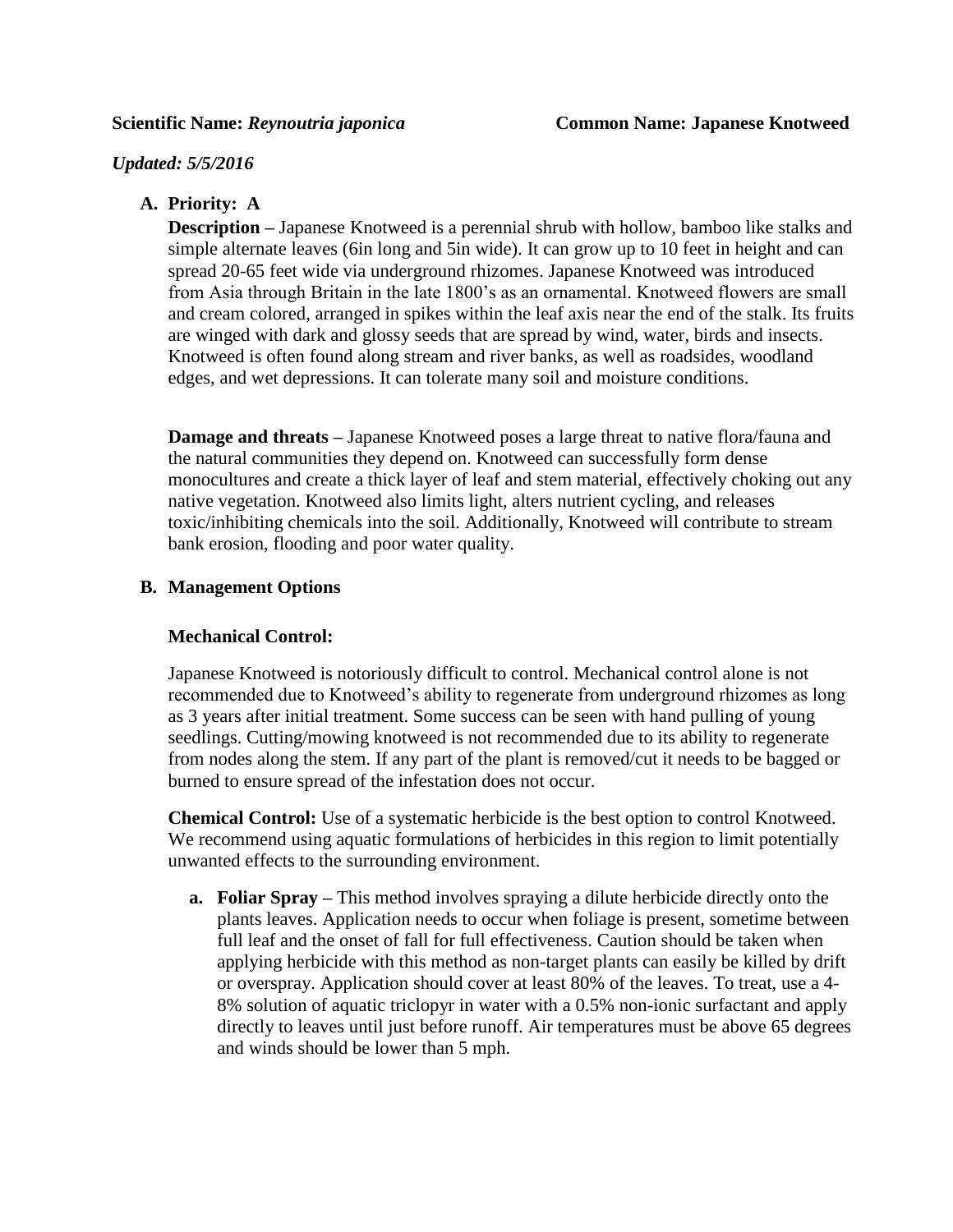**Scientific Name:** ***Reynoutria japonica*** **Common Name: Japanese Knotweed**

***Updated: 5/5/2016***

## A. Priority: A

**Description –** Japanese Knotweed is a perennial shrub with hollow, bamboo like stalks and simple alternate leaves (6in long and 5in wide). It can grow up to 10 feet in height and can spread 20-65 feet wide via underground rhizomes. Japanese Knotweed was introduced from Asia through Britain in the late 1800's as an ornamental. Knotweed flowers are small and cream colored, arranged in spikes within the leaf axis near the end of the stalk. Its fruits are winged with dark and glossy seeds that are spread by wind, water, birds and insects. Knotweed is often found along stream and river banks, as well as roadsides, woodland edges, and wet depressions. It can tolerate many soil and moisture conditions.

**Damage and threats –** Japanese Knotweed poses a large threat to native flora/fauna and the natural communities they depend on. Knotweed can successfully form dense monocultures and create a thick layer of leaf and stem material, effectively choking out any native vegetation. Knotweed also limits light, alters nutrient cycling, and releases toxic/inhibiting chemicals into the soil. Additionally, Knotweed will contribute to stream bank erosion, flooding and poor water quality.

## B. Management Options

### Mechanical Control:

Japanese Knotweed is notoriously difficult to control. Mechanical control alone is not recommended due to Knotweed's ability to regenerate from underground rhizomes as long as 3 years after initial treatment. Some success can be seen with hand pulling of young seedlings. Cutting/mowing knotweed is not recommended due to its ability to regenerate from nodes along the stem. If any part of the plant is removed/cut it needs to be bagged or burned to ensure spread of the infestation does not occur.

**Chemical Control:** Use of a systematic herbicide is the best option to control Knotweed. We recommend using aquatic formulations of herbicides in this region to limit potentially unwanted effects to the surrounding environment.

a. **Foliar Spray –** This method involves spraying a dilute herbicide directly onto the plants leaves. Application needs to occur when foliage is present, sometime between full leaf and the onset of fall for full effectiveness. Caution should be taken when applying herbicide with this method as non-target plants can easily be killed by drift or overspray. Application should cover at least 80% of the leaves. To treat, use a 4-8% solution of aquatic triclopyr in water with a 0.5% non-ionic surfactant and apply directly to leaves until just before runoff. Air temperatures must be above 65 degrees and winds should be lower than 5 mph.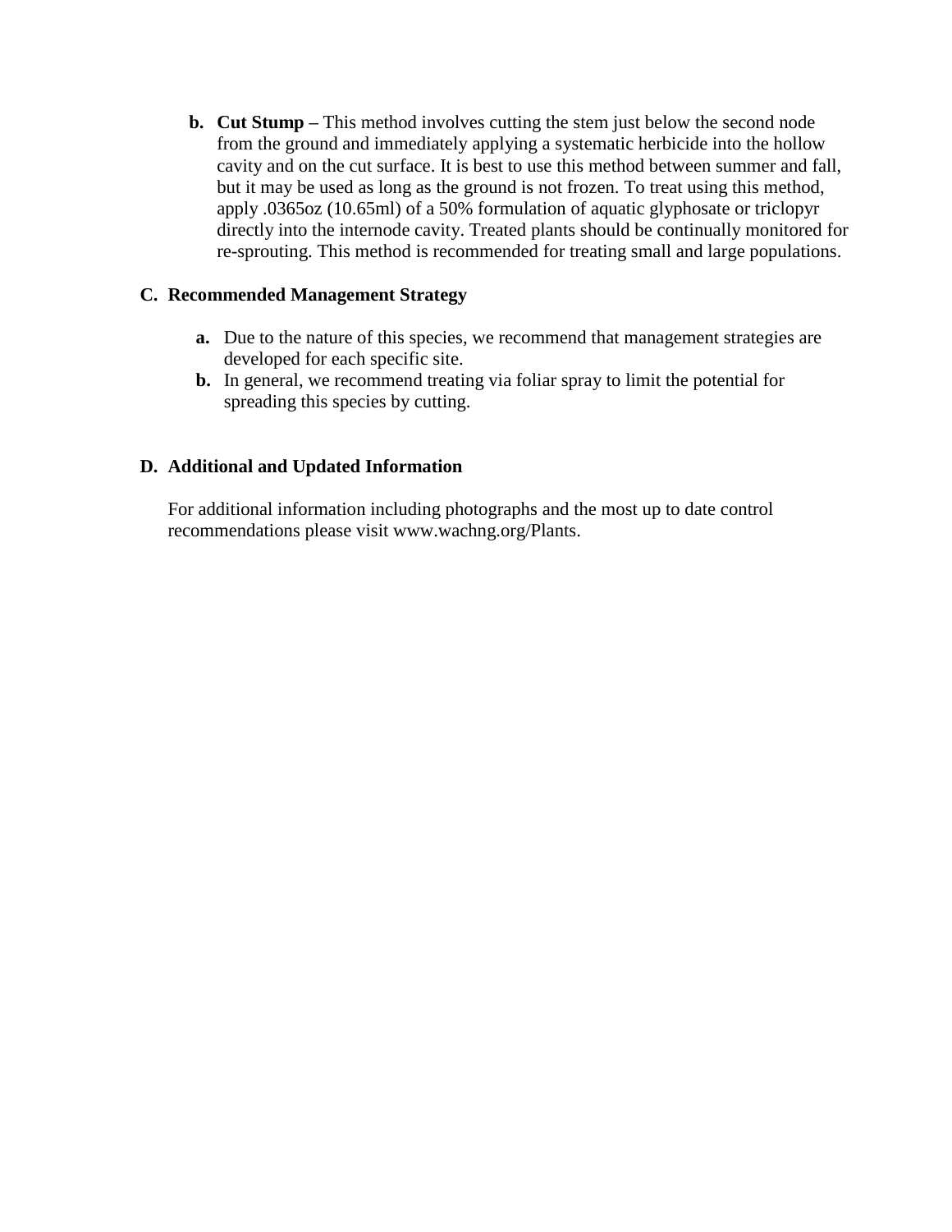b. **Cut Stump –** This method involves cutting the stem just below the second node from the ground and immediately applying a systematic herbicide into the hollow cavity and on the cut surface. It is best to use this method between summer and fall, but it may be used as long as the ground is not frozen. To treat using this method, apply .0365oz (10.65ml) of a 50% formulation of aquatic glyphosate or triclopyr directly into the internode cavity. Treated plants should be continually monitored for re-sprouting. This method is recommended for treating small and large populations.

## C. Recommended Management Strategy

a. Due to the nature of this species, we recommend that management strategies are developed for each specific site.

b. In general, we recommend treating via foliar spray to limit the potential for spreading this species by cutting.

## D. Additional and Updated Information

For additional information including photographs and the most up to date control recommendations please visit www.wachng.org/Plants.